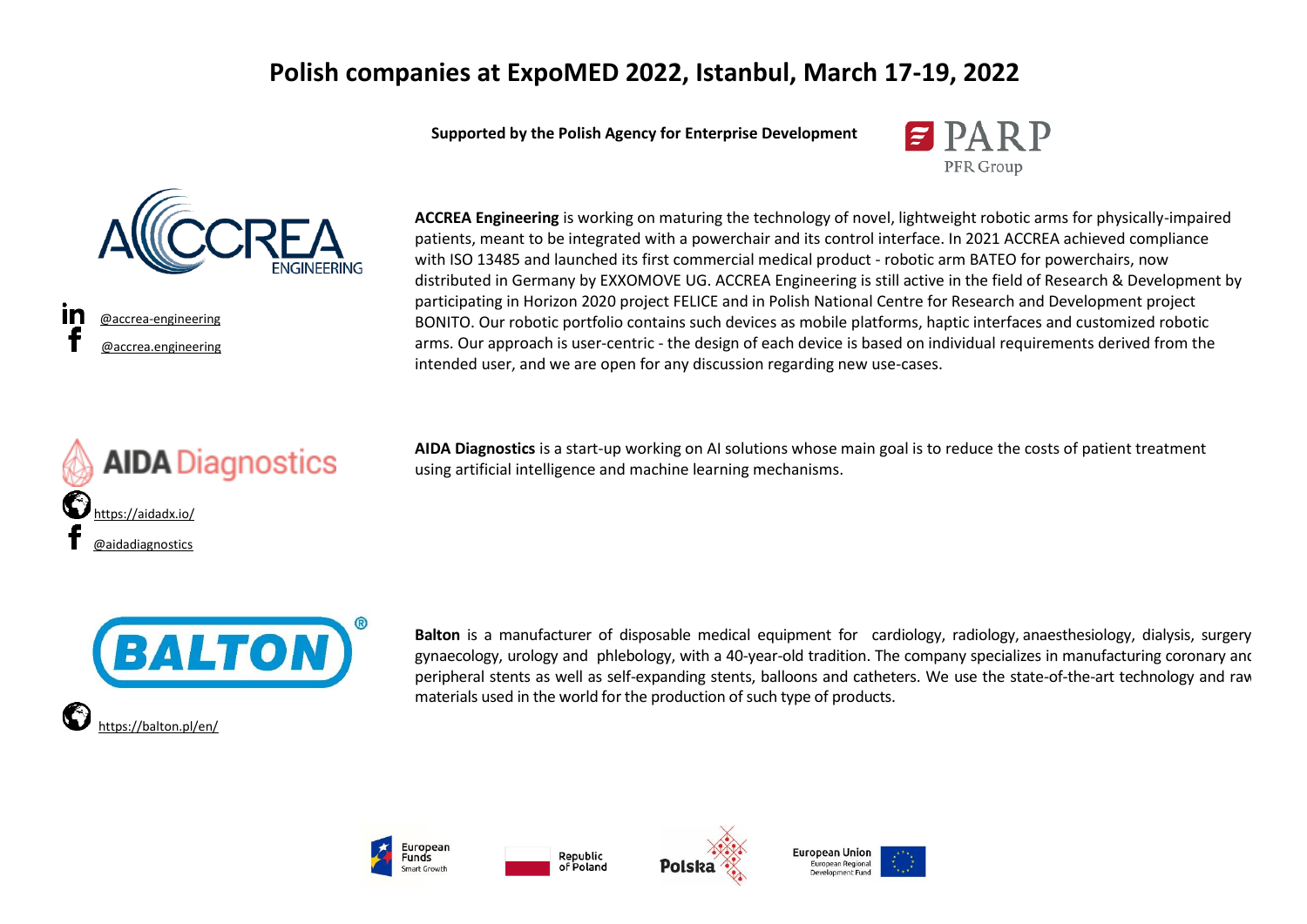# Polish companies at ExpoMED 2022, Istanbul, March 17-19, 2022

**Supported by the Polish Agency for Enterprise Development**

PARP
PFR Group

ACCREA ENGINEERING

@accrea-engineering

@accrea.engineering

**ACCREA Engineering** is working on maturing the technology of novel, lightweight robotic arms for physically-impaired patients, meant to be integrated with a powerchair and its control interface. In 2021 ACCREA achieved compliance with ISO 13485 and launched its first commercial medical product - robotic arm BATEO for powerchairs, now distributed in Germany by EXXOMOVE UG. ACCREA Engineering is still active in the field of Research & Development by participating in Horizon 2020 project FELICE and in Polish National Centre for Research and Development project BONITO. Our robotic portfolio contains such devices as mobile platforms, haptic interfaces and customized robotic arms. Our approach is user-centric - the design of each device is based on individual requirements derived from the intended user, and we are open for any discussion regarding new use-cases.

AIDA Diagnostics

https://aidadx.io/

@aidadiagnostics

**AIDA Diagnostics** is a start-up working on AI solutions whose main goal is to reduce the costs of patient treatment using artificial intelligence and machine learning mechanisms.

BALTON®

https://balton.pl/en/

**Balton** is a manufacturer of disposable medical equipment for cardiology, radiology, anaesthesiology, dialysis, surgery gynaecology, urology and phlebology, with a 40-year-old tradition. The company specializes in manufacturing coronary and peripheral stents as well as self-expanding stents, balloons and catheters. We use the state-of-the-art technology and raw materials used in the world for the production of such type of products.

European Funds Smart Growth | Republic of Poland | Polska | European Union European Regional Development Fund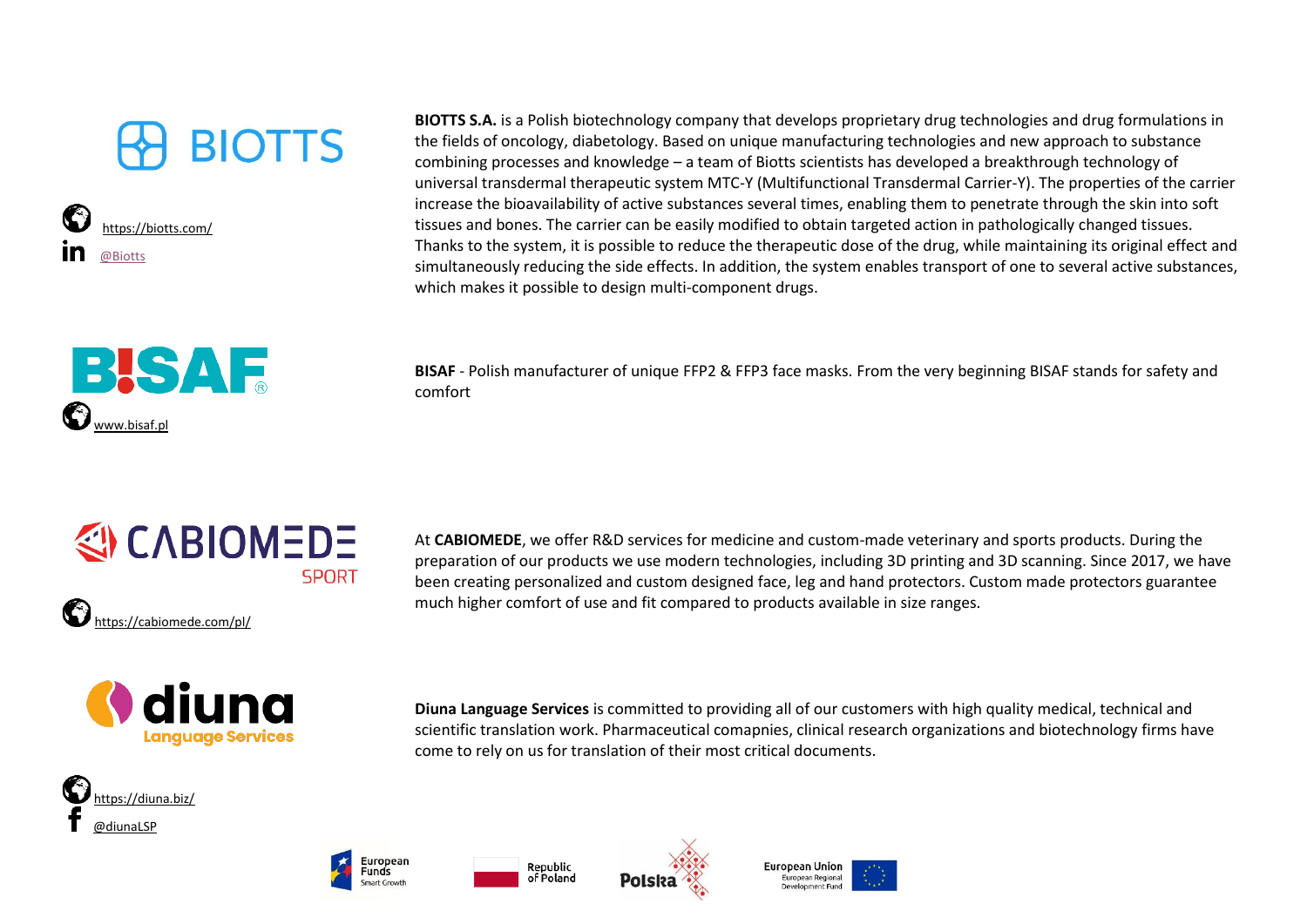**BIOTTS**

https://biotts.com/

@Biotts

**BIOTTS S.A.** is a Polish biotechnology company that develops proprietary drug technologies and drug formulations in the fields of oncology, diabetology. Based on unique manufacturing technologies and new approach to substance combining processes and knowledge – a team of Biotts scientists has developed a breakthrough technology of universal transdermal therapeutic system MTC-Y (Multifunctional Transdermal Carrier-Y). The properties of the carrier increase the bioavailability of active substances several times, enabling them to penetrate through the skin into soft tissues and bones. The carrier can be easily modified to obtain targeted action in pathologically changed tissues. Thanks to the system, it is possible to reduce the therapeutic dose of the drug, while maintaining its original effect and simultaneously reducing the side effects. In addition, the system enables transport of one to several active substances, which makes it possible to design multi-component drugs.

**BISAF**

www.bisaf.pl

**BISAF** - Polish manufacturer of unique FFP2 & FFP3 face masks. From the very beginning BISAF stands for safety and comfort

**CABIOMEDE SPORT**

https://cabiomede.com/pl/

At **CABIOMEDE**, we offer R&D services for medicine and custom-made veterinary and sports products. During the preparation of our products we use modern technologies, including 3D printing and 3D scanning. Since 2017, we have been creating personalized and custom designed face, leg and hand protectors. Custom made protectors guarantee much higher comfort of use and fit compared to products available in size ranges.

**diuna Language Services**

https://diuna.biz/

@diunaLSP

**Diuna Language Services** is committed to providing all of our customers with high quality medical, technical and scientific translation work. Pharmaceutical comapnies, clinical research organizations and biotechnology firms have come to rely on us for translation of their most critical documents.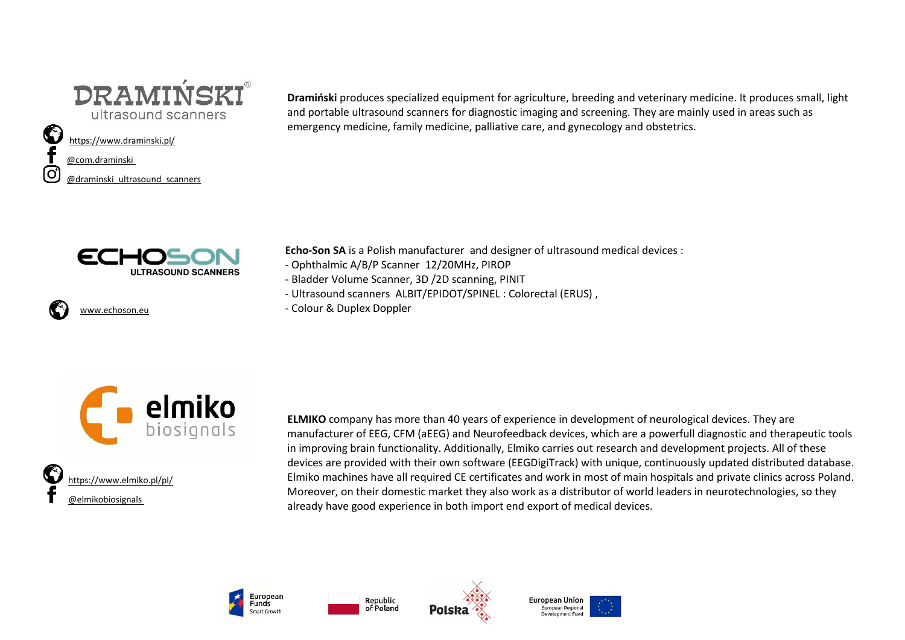DRAMIŃSKI ultrasound scanners

https://www.draminski.pl/

@com.draminski

@draminski_ultrasound_scanners

**Dramiński** produces specialized equipment for agriculture, breeding and veterinary medicine. It produces small, light and portable ultrasound scanners for diagnostic imaging and screening. They are mainly used in areas such as emergency medicine, family medicine, palliative care, and gynecology and obstetrics.

ECHOSON ULTRASOUND SCANNERS

www.echoson.eu

**Echo-Son SA** is a Polish manufacturer and designer of ultrasound medical devices :

- Ophthalmic A/B/P Scanner 12/20MHz, PIROP
- Bladder Volume Scanner, 3D /2D scanning, PINIT
- Ultrasound scanners ALBIT/EPIDOT/SPINEL : Colorectal (ERUS) ,
- Colour & Duplex Doppler

elmiko biosignals

https://www.elmiko.pl/pl/

@elmikobiosignals

**ELMIKO** company has more than 40 years of experience in development of neurological devices. They are manufacturer of EEG, CFM (aEEG) and Neurofeedback devices, which are a powerfull diagnostic and therapeutic tools in improving brain functionality. Additionally, Elmiko carries out research and development projects. All of these devices are provided with their own software (EEGDigiTrack) with unique, continuously updated distributed database. Elmiko machines have all required CE certificates and work in most of main hospitals and private clinics across Poland. Moreover, on their domestic market they also work as a distributor of world leaders in neurotechnologies, so they already have good experience in both import end export of medical devices.

European Funds Smart Growth | Republic of Poland | Polska | European Union European Regional Development Fund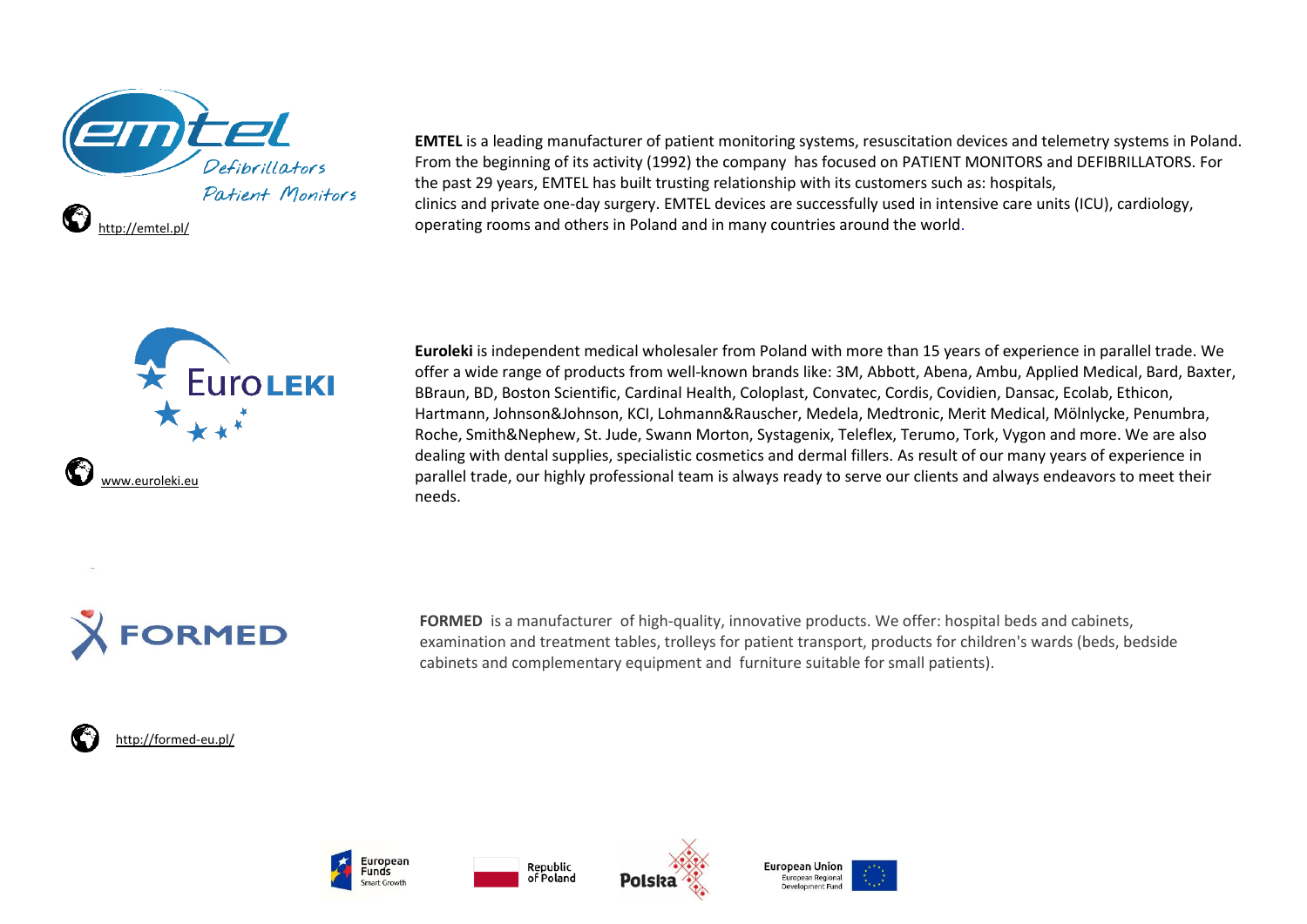http://emtel.pl/

**EMTEL** is a leading manufacturer of patient monitoring systems, resuscitation devices and telemetry systems in Poland. From the beginning of its activity (1992) the company has focused on PATIENT MONITORS and DEFIBRILLATORS. For the past 29 years, EMTEL has built trusting relationship with its customers such as: hospitals, clinics and private one-day surgery. EMTEL devices are successfully used in intensive care units (ICU), cardiology, operating rooms and others in Poland and in many countries around the world.

www.euroleki.eu

**Euroleki** is independent medical wholesaler from Poland with more than 15 years of experience in parallel trade. We offer a wide range of products from well-known brands like: 3M, Abbott, Abena, Ambu, Applied Medical, Bard, Baxter, BBraun, BD, Boston Scientific, Cardinal Health, Coloplast, Convatec, Cordis, Covidien, Dansac, Ecolab, Ethicon, Hartmann, Johnson&Johnson, KCI, Lohmann&Rauscher, Medela, Medtronic, Merit Medical, Mölnlycke, Penumbra, Roche, Smith&Nephew, St. Jude, Swann Morton, Systagenix, Teleflex, Terumo, Tork, Vygon and more. We are also dealing with dental supplies, specialistic cosmetics and dermal fillers. As result of our many years of experience in parallel trade, our highly professional team is always ready to serve our clients and always endeavors to meet their needs.

**FORMED** is a manufacturer of high-quality, innovative products. We offer: hospital beds and cabinets, examination and treatment tables, trolleys for patient transport, products for children's wards (beds, bedside cabinets and complementary equipment and furniture suitable for small patients).

http://formed-eu.pl/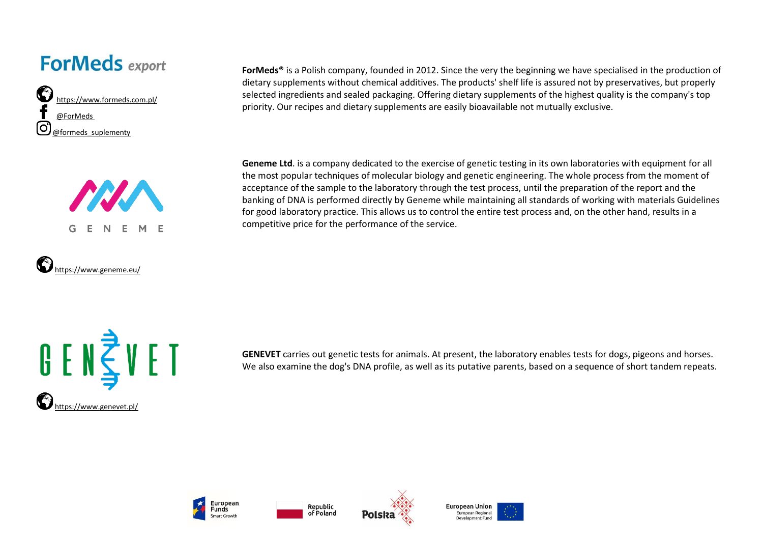**ForMeds** *export*

https://www.formeds.com.pl/

@ForMeds

@formeds_suplementy

**ForMeds®** is a Polish company, founded in 2012. Since the very the beginning we have specialised in the production of dietary supplements without chemical additives. The products' shelf life is assured not by preservatives, but properly selected ingredients and sealed packaging. Offering dietary supplements of the highest quality is the company's top priority. Our recipes and dietary supplements are easily bioavailable not mutually exclusive.

GENEME

https://www.geneme.eu/

**Geneme Ltd**. is a company dedicated to the exercise of genetic testing in its own laboratories with equipment for all the most popular techniques of molecular biology and genetic engineering. The whole process from the moment of acceptance of the sample to the laboratory through the test process, until the preparation of the report and the banking of DNA is performed directly by Geneme while maintaining all standards of working with materials Guidelines for good laboratory practice. This allows us to control the entire test process and, on the other hand, results in a competitive price for the performance of the service.

GENEVET

https://www.genevet.pl/

**GENEVET** carries out genetic tests for animals. At present, the laboratory enables tests for dogs, pigeons and horses. We also examine the dog's DNA profile, as well as its putative parents, based on a sequence of short tandem repeats.

European Funds Smart Growth | Republic of Poland | Polska | European Union European Regional Development Fund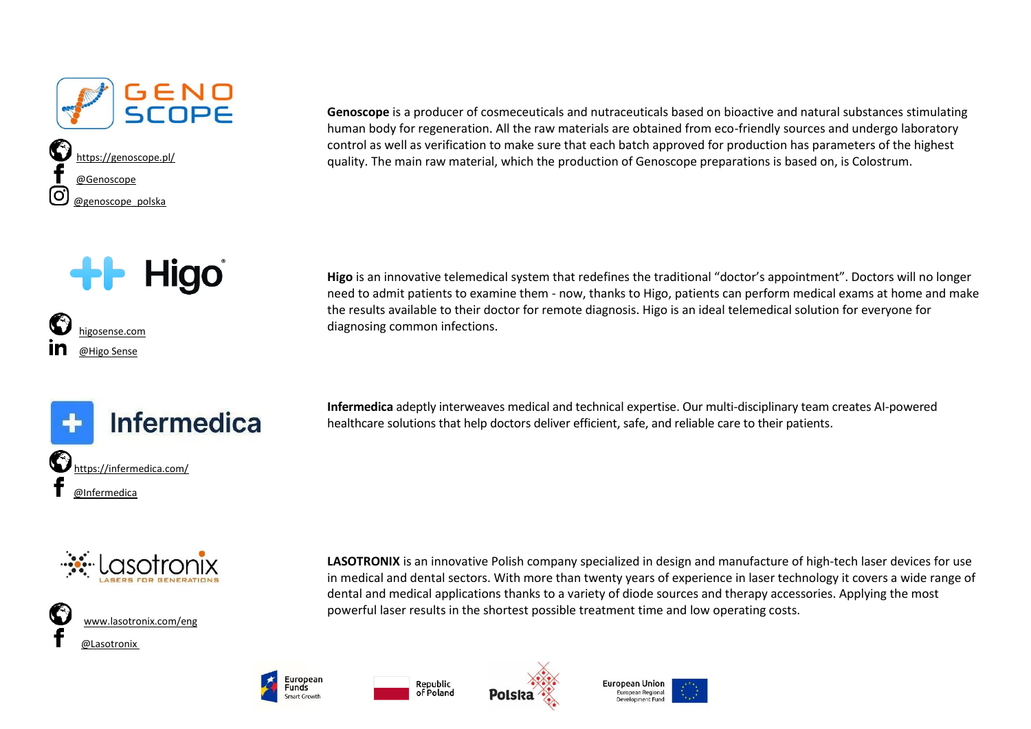**GENOSCOPE**

https://genoscope.pl/

@Genoscope

@genoscope_polska

**Genoscope** is a producer of cosmeceuticals and nutraceuticals based on bioactive and natural substances stimulating human body for regeneration. All the raw materials are obtained from eco-friendly sources and undergo laboratory control as well as verification to make sure that each batch approved for production has parameters of the highest quality. The main raw material, which the production of Genoscope preparations is based on, is Colostrum.

**Higo**

higosense.com

@Higo Sense

**Higo** is an innovative telemedical system that redefines the traditional "doctor's appointment". Doctors will no longer need to admit patients to examine them - now, thanks to Higo, patients can perform medical exams at home and make the results available to their doctor for remote diagnosis. Higo is an ideal telemedical solution for everyone for diagnosing common infections.

**Infermedica**

https://infermedica.com/

@Infermedica

**Infermedica** adeptly interweaves medical and technical expertise. Our multi-disciplinary team creates AI-powered healthcare solutions that help doctors deliver efficient, safe, and reliable care to their patients.

**lasotronix** LASERS FOR GENERATIONS

www.lasotronix.com/eng

@Lasotronix

**LASOTRONIX** is an innovative Polish company specialized in design and manufacture of high-tech laser devices for use in medical and dental sectors. With more than twenty years of experience in laser technology it covers a wide range of dental and medical applications thanks to a variety of diode sources and therapy accessories. Applying the most powerful laser results in the shortest possible treatment time and low operating costs.

European Funds Smart Growth | Republic of Poland | Polska | European Union European Regional Development Fund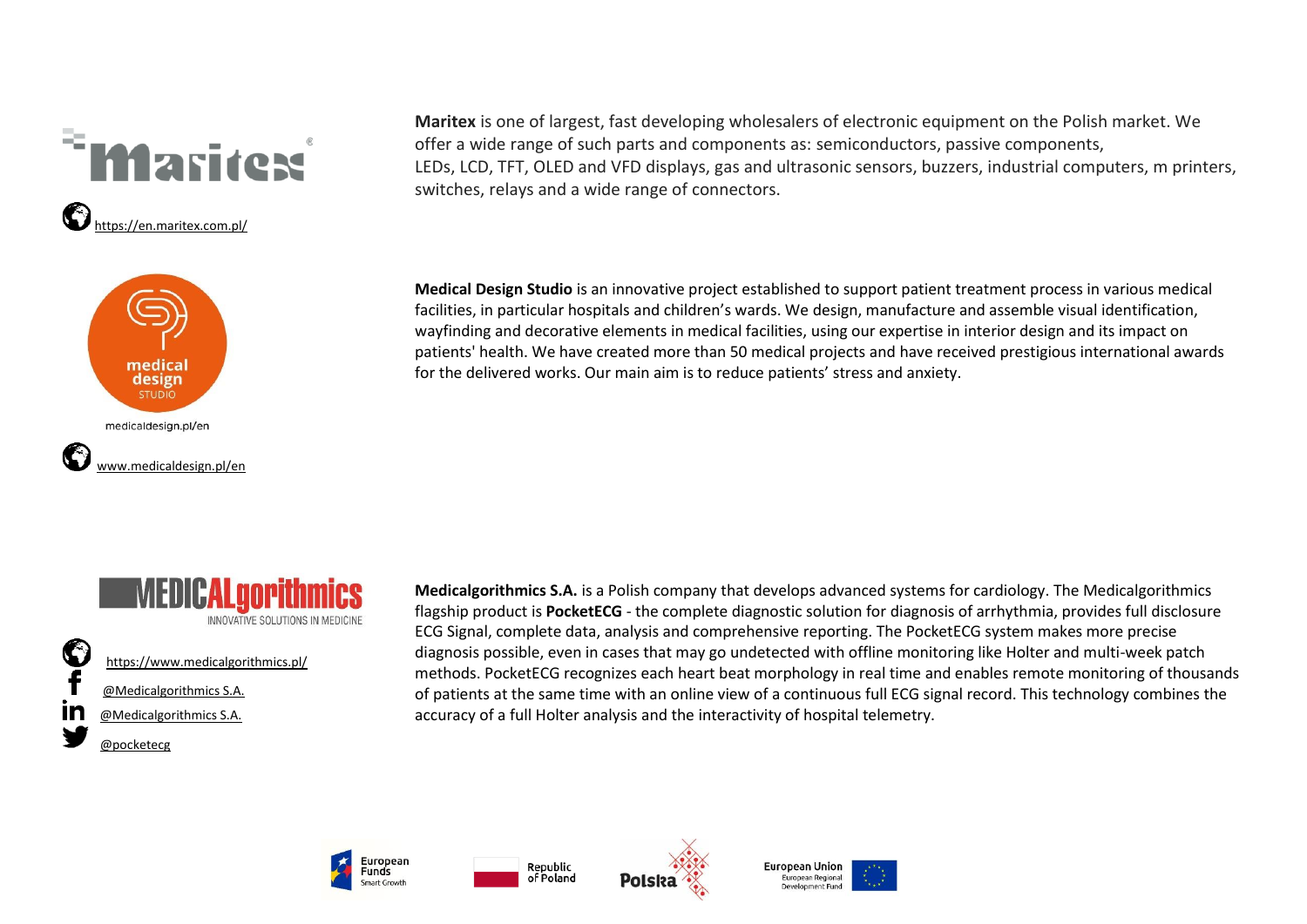https://en.maritex.com.pl/

**Maritex** is one of largest, fast developing wholesalers of electronic equipment on the Polish market. We offer a wide range of such parts and components as: semiconductors, passive components, LEDs, LCD, TFT, OLED and VFD displays, gas and ultrasonic sensors, buzzers, industrial computers, m printers, switches, relays and a wide range of connectors.

medicaldesign.pl/en

www.medicaldesign.pl/en

**Medical Design Studio** is an innovative project established to support patient treatment process in various medical facilities, in particular hospitals and children's wards. We design, manufacture and assemble visual identification, wayfinding and decorative elements in medical facilities, using our expertise in interior design and its impact on patients' health. We have created more than 50 medical projects and have received prestigious international awards for the delivered works. Our main aim is to reduce patients' stress and anxiety.

INNOVATIVE SOLUTIONS IN MEDICINE

https://www.medicalgorithmics.pl/

@Medicalgorithmics S.A.

@Medicalgorithmics S.A.

@pocketecg

**Medicalgorithmics S.A.** is a Polish company that develops advanced systems for cardiology. The Medicalgorithmics flagship product is **PocketECG** - the complete diagnostic solution for diagnosis of arrhythmia, provides full disclosure ECG Signal, complete data, analysis and comprehensive reporting. The PocketECG system makes more precise diagnosis possible, even in cases that may go undetected with offline monitoring like Holter and multi-week patch methods. PocketECG recognizes each heart beat morphology in real time and enables remote monitoring of thousands of patients at the same time with an online view of a continuous full ECG signal record. This technology combines the accuracy of a full Holter analysis and the interactivity of hospital telemetry.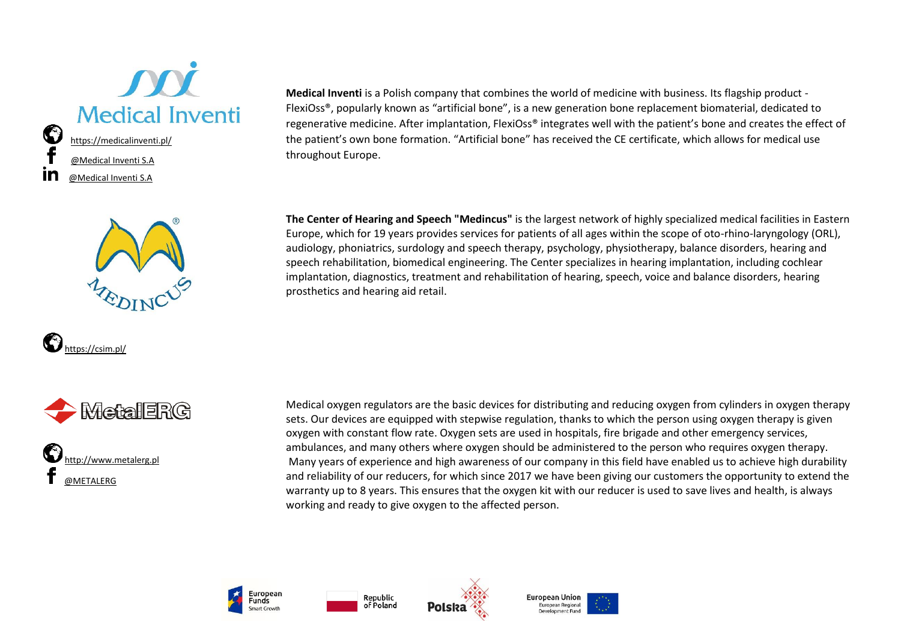Medical Inventi

https://medicalinventi.pl/

@Medical Inventi S.A

@Medical Inventi S.A

**Medical Inventi** is a Polish company that combines the world of medicine with business. Its flagship product - FlexiOss®, popularly known as "artificial bone", is a new generation bone replacement biomaterial, dedicated to regenerative medicine. After implantation, FlexiOss® integrates well with the patient's bone and creates the effect of the patient's own bone formation. "Artificial bone" has received the CE certificate, which allows for medical use throughout Europe.

MEDINCUS

https://csim.pl/

**The Center of Hearing and Speech "Medincus"** is the largest network of highly specialized medical facilities in Eastern Europe, which for 19 years provides services for patients of all ages within the scope of oto-rhino-laryngology (ORL), audiology, phoniatrics, surdology and speech therapy, psychology, physiotherapy, balance disorders, hearing and speech rehabilitation, biomedical engineering. The Center specializes in hearing implantation, including cochlear implantation, diagnostics, treatment and rehabilitation of hearing, speech, voice and balance disorders, hearing prosthetics and hearing aid retail.

MetalERG

http://www.metalerg.pl

@METALERG

Medical oxygen regulators are the basic devices for distributing and reducing oxygen from cylinders in oxygen therapy sets. Our devices are equipped with stepwise regulation, thanks to which the person using oxygen therapy is given oxygen with constant flow rate. Oxygen sets are used in hospitals, fire brigade and other emergency services, ambulances, and many others where oxygen should be administered to the person who requires oxygen therapy. Many years of experience and high awareness of our company in this field have enabled us to achieve high durability and reliability of our reducers, for which since 2017 we have been giving our customers the opportunity to extend the warranty up to 8 years. This ensures that the oxygen kit with our reducer is used to save lives and health, is always working and ready to give oxygen to the affected person.

European Funds Smart Growth | Republic of Poland | Polska | European Union European Regional Development Fund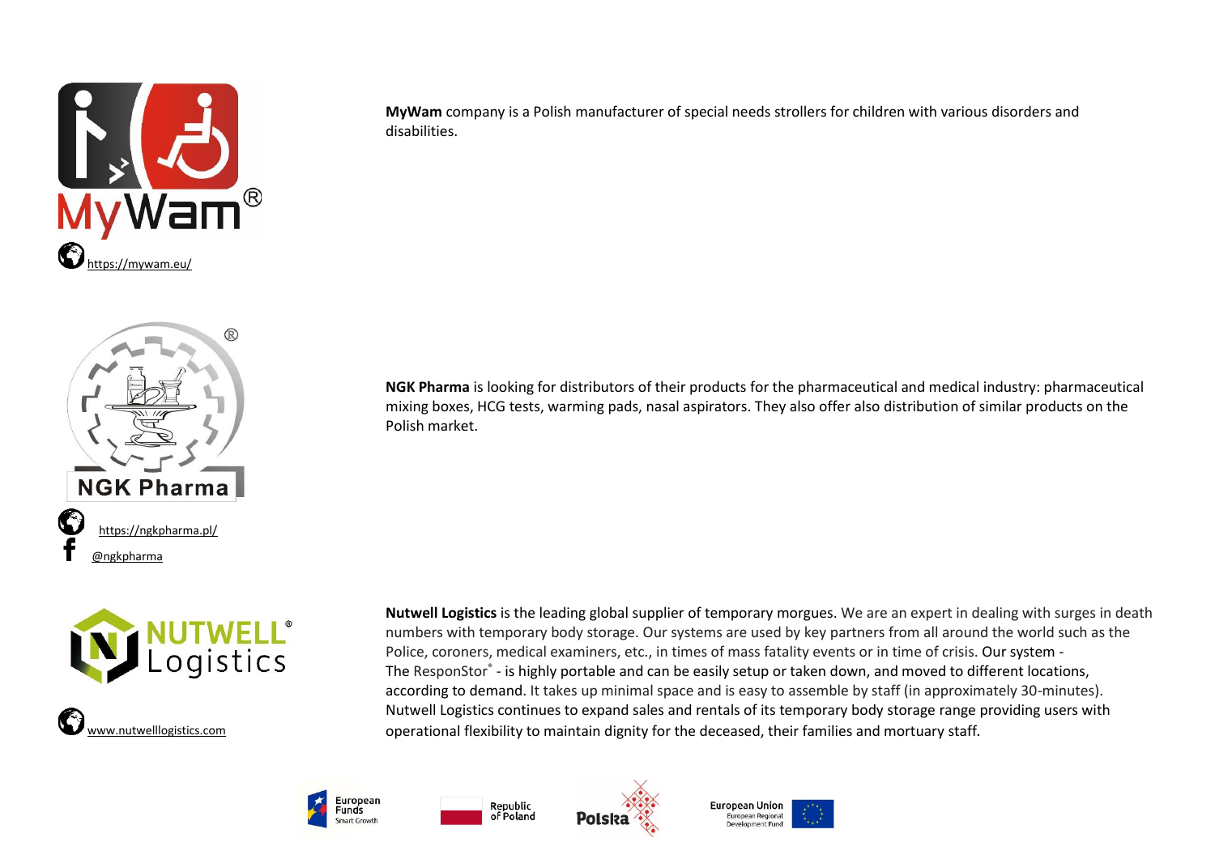MyWam®

https://mywam.eu/

**MyWam** company is a Polish manufacturer of special needs strollers for children with various disorders and disabilities.

NGK Pharma®

https://ngkpharma.pl/

@ngkpharma

**NGK Pharma** is looking for distributors of their products for the pharmaceutical and medical industry: pharmaceutical mixing boxes, HCG tests, warming pads, nasal aspirators. They also offer also distribution of similar products on the Polish market.

NUTWELL® Logistics

www.nutwelllogistics.com

**Nutwell Logistics** is the leading global supplier of temporary morgues. We are an expert in dealing with surges in death numbers with temporary body storage. Our systems are used by key partners from all around the world such as the Police, coroners, medical examiners, etc., in times of mass fatality events or in time of crisis. Our system - The ResponStor® - is highly portable and can be easily setup or taken down, and moved to different locations, according to demand. It takes up minimal space and is easy to assemble by staff (in approximately 30-minutes). Nutwell Logistics continues to expand sales and rentals of its temporary body storage range providing users with operational flexibility to maintain dignity for the deceased, their families and mortuary staff.

European Funds Smart Growth | Republic of Poland | Polska | European Union European Regional Development Fund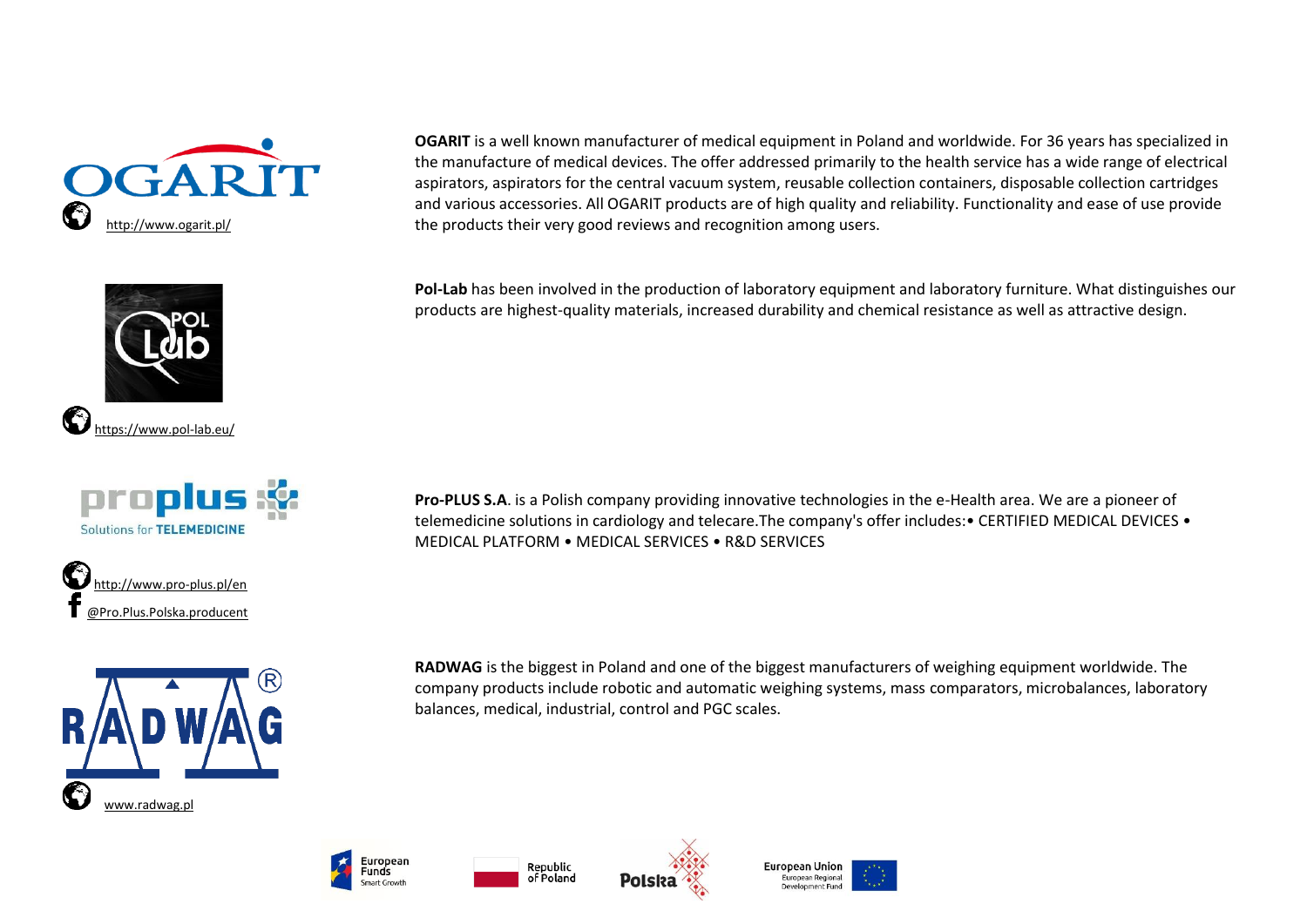http://www.ogarit.pl/

**OGARIT** is a well known manufacturer of medical equipment in Poland and worldwide. For 36 years has specialized in the manufacture of medical devices. The offer addressed primarily to the health service has a wide range of electrical aspirators, aspirators for the central vacuum system, reusable collection containers, disposable collection cartridges and various accessories. All OGARIT products are of high quality and reliability. Functionality and ease of use provide the products their very good reviews and recognition among users.

https://www.pol-lab.eu/

**Pol-Lab** has been involved in the production of laboratory equipment and laboratory furniture. What distinguishes our products are highest-quality materials, increased durability and chemical resistance as well as attractive design.

http://www.pro-plus.pl/en

@Pro.Plus.Polska.producent

**Pro-PLUS S.A**. is a Polish company providing innovative technologies in the e-Health area. We are a pioneer of telemedicine solutions in cardiology and telecare.The company's offer includes:• CERTIFIED MEDICAL DEVICES • MEDICAL PLATFORM • MEDICAL SERVICES • R&D SERVICES

www.radwag.pl

**RADWAG** is the biggest in Poland and one of the biggest manufacturers of weighing equipment worldwide. The company products include robotic and automatic weighing systems, mass comparators, microbalances, laboratory balances, medical, industrial, control and PGC scales.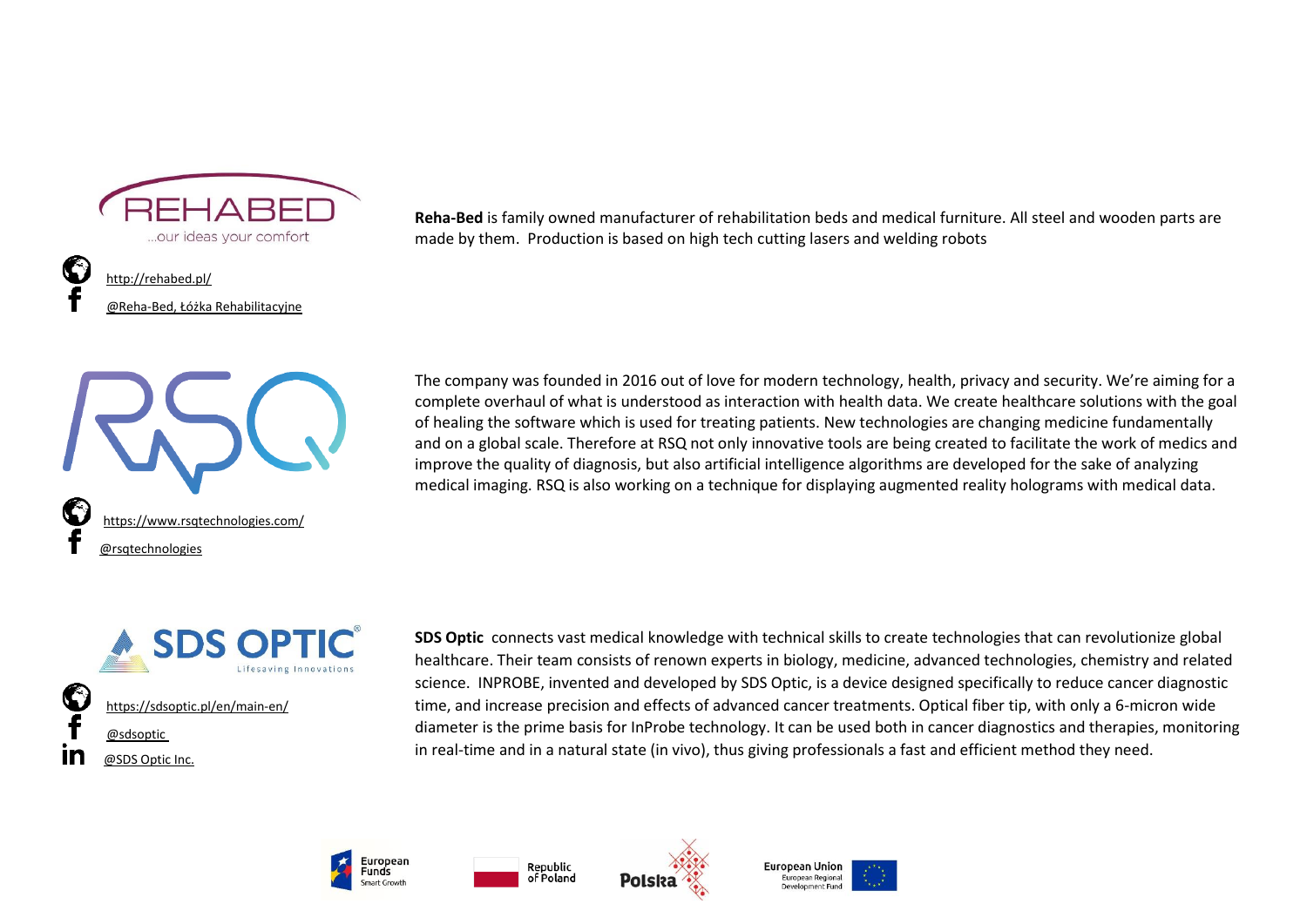REHABED

...our ideas your comfort

http://rehabed.pl/

@Reha-Bed, Łóżka Rehabilitacyjne

**Reha-Bed** is family owned manufacturer of rehabilitation beds and medical furniture. All steel and wooden parts are made by them. Production is based on high tech cutting lasers and welding robots

RSQ

https://www.rsqtechnologies.com/

@rsqtechnologies

The company was founded in 2016 out of love for modern technology, health, privacy and security. We're aiming for a complete overhaul of what is understood as interaction with health data. We create healthcare solutions with the goal of healing the software which is used for treating patients. New technologies are changing medicine fundamentally and on a global scale. Therefore at RSQ not only innovative tools are being created to facilitate the work of medics and improve the quality of diagnosis, but also artificial intelligence algorithms are developed for the sake of analyzing medical imaging. RSQ is also working on a technique for displaying augmented reality holograms with medical data.

SDS OPTIC®

Lifesaving Innovations

https://sdsoptic.pl/en/main-en/

@sdsoptic

@SDS Optic Inc.

**SDS Optic** connects vast medical knowledge with technical skills to create technologies that can revolutionize global healthcare. Their team consists of renown experts in biology, medicine, advanced technologies, chemistry and related science. INPROBE, invented and developed by SDS Optic, is a device designed specifically to reduce cancer diagnostic time, and increase precision and effects of advanced cancer treatments. Optical fiber tip, with only a 6-micron wide diameter is the prime basis for InProbe technology. It can be used both in cancer diagnostics and therapies, monitoring in real-time and in a natural state (in vivo), thus giving professionals a fast and efficient method they need.

European Funds Smart Growth | Republic of Poland | Polska | European Union European Regional Development Fund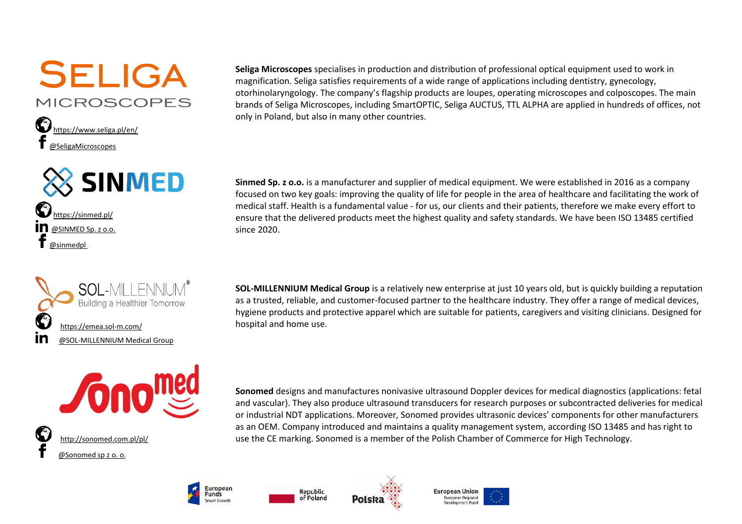SELIGA MICROSCOPES

https://www.seliga.pl/en/

@SeligaMicroscopes

**Seliga Microscopes** specialises in production and distribution of professional optical equipment used to work in magnification. Seliga satisfies requirements of a wide range of applications including dentistry, gynecology, otorhinolaryngology. The company's flagship products are loupes, operating microscopes and colposcopes. The main brands of Seliga Microscopes, including SmartOPTIC, Seliga AUCTUS, TTL ALPHA are applied in hundreds of offices, not only in Poland, but also in many other countries.

SINMED

https://sinmed.pl/

@SINMED Sp. z o.o.

@sinmedpl

**Sinmed Sp. z o.o.** is a manufacturer and supplier of medical equipment. We were established in 2016 as a company focused on two key goals: improving the quality of life for people in the area of healthcare and facilitating the work of medical staff. Health is a fundamental value - for us, our clients and their patients, therefore we make every effort to ensure that the delivered products meet the highest quality and safety standards. We have been ISO 13485 certified since 2020.

SOL-MILLENNIUM®
Building a Healthier Tomorrow

https://emea.sol-m.com/

@SOL-MILLENNIUM Medical Group

**SOL-MILLENNIUM Medical Group** is a relatively new enterprise at just 10 years old, but is quickly building a reputation as a trusted, reliable, and customer-focused partner to the healthcare industry. They offer a range of medical devices, hygiene products and protective apparel which are suitable for patients, caregivers and visiting clinicians. Designed for hospital and home use.

Sonomed

http://sonomed.com.pl/pl/

@Sonomed sp z o. o.

**Sonomed** designs and manufactures nonivasive ultrasound Doppler devices for medical diagnostics (applications: fetal and vascular). They also produce ultrasound transducers for research purposes or subcontracted deliveries for medical or industrial NDT applications. Moreover, Sonomed provides ultrasonic devices' components for other manufacturers as an OEM. Company introduced and maintains a quality management system, according ISO 13485 and has right to use the CE marking. Sonomed is a member of the Polish Chamber of Commerce for High Technology.

European Funds Smart Growth | Republic of Poland | Polska | European Union European Regional Development Fund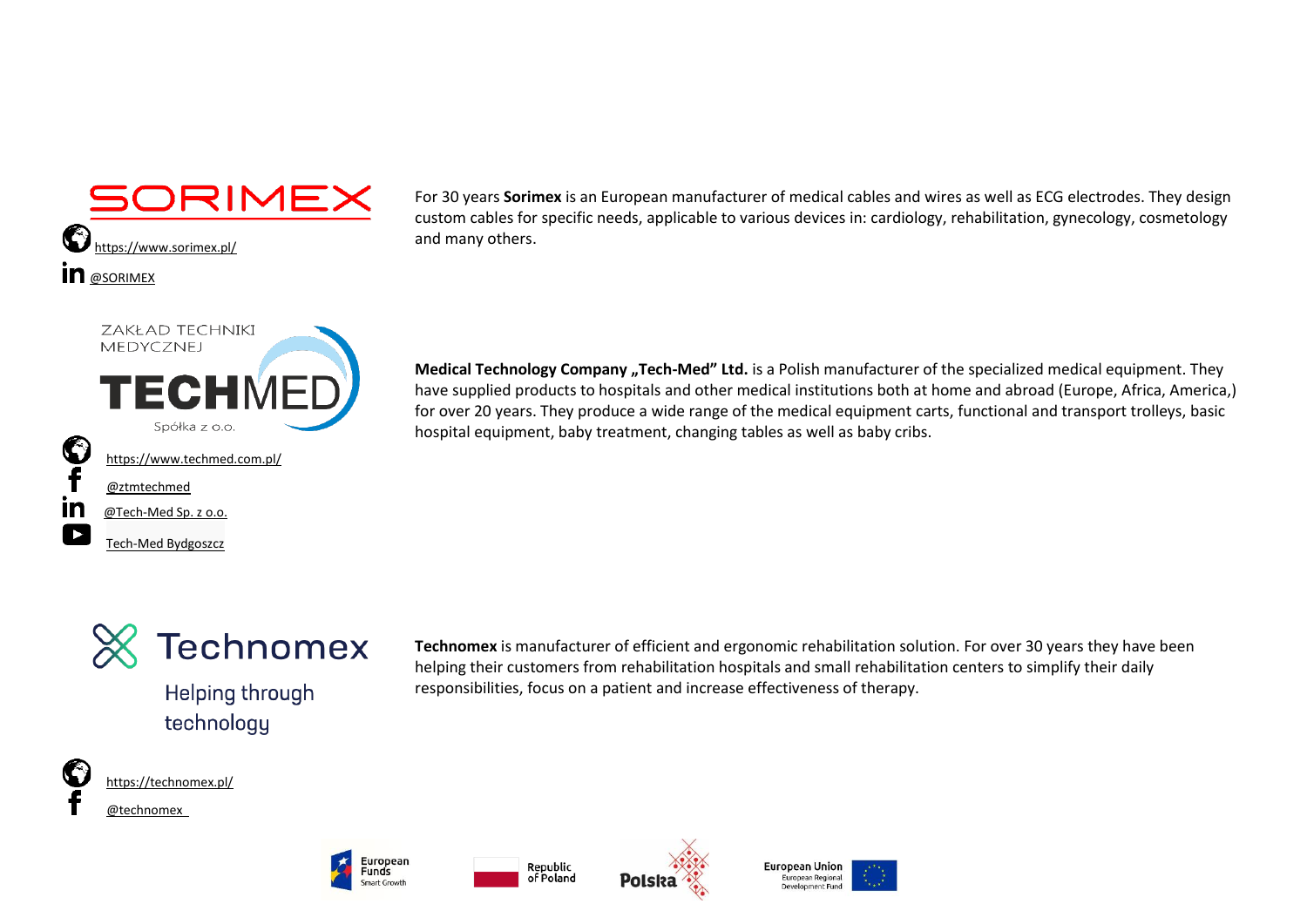SORIMEX

https://www.sorimex.pl/

@SORIMEX

For 30 years **Sorimex** is an European manufacturer of medical cables and wires as well as ECG electrodes. They design custom cables for specific needs, applicable to various devices in: cardiology, rehabilitation, gynecology, cosmetology and many others.

ZAKŁAD TECHNIKI MEDYCZNEJ TECHMED Spółka z o.o.

https://www.techmed.com.pl/

@ztmtechmed

@Tech-Med Sp. z o.o.

Tech-Med Bydgoszcz

**Medical Technology Company „Tech-Med" Ltd.** is a Polish manufacturer of the specialized medical equipment. They have supplied products to hospitals and other medical institutions both at home and abroad (Europe, Africa, America,) for over 20 years. They produce a wide range of the medical equipment carts, functional and transport trolleys, basic hospital equipment, baby treatment, changing tables as well as baby cribs.

Technomex

Helping through technology

https://technomex.pl/

@technomex

**Technomex** is manufacturer of efficient and ergonomic rehabilitation solution. For over 30 years they have been helping their customers from rehabilitation hospitals and small rehabilitation centers to simplify their daily responsibilities, focus on a patient and increase effectiveness of therapy.

European Funds Smart Growth | Republic of Poland | Polska | European Union European Regional Development Fund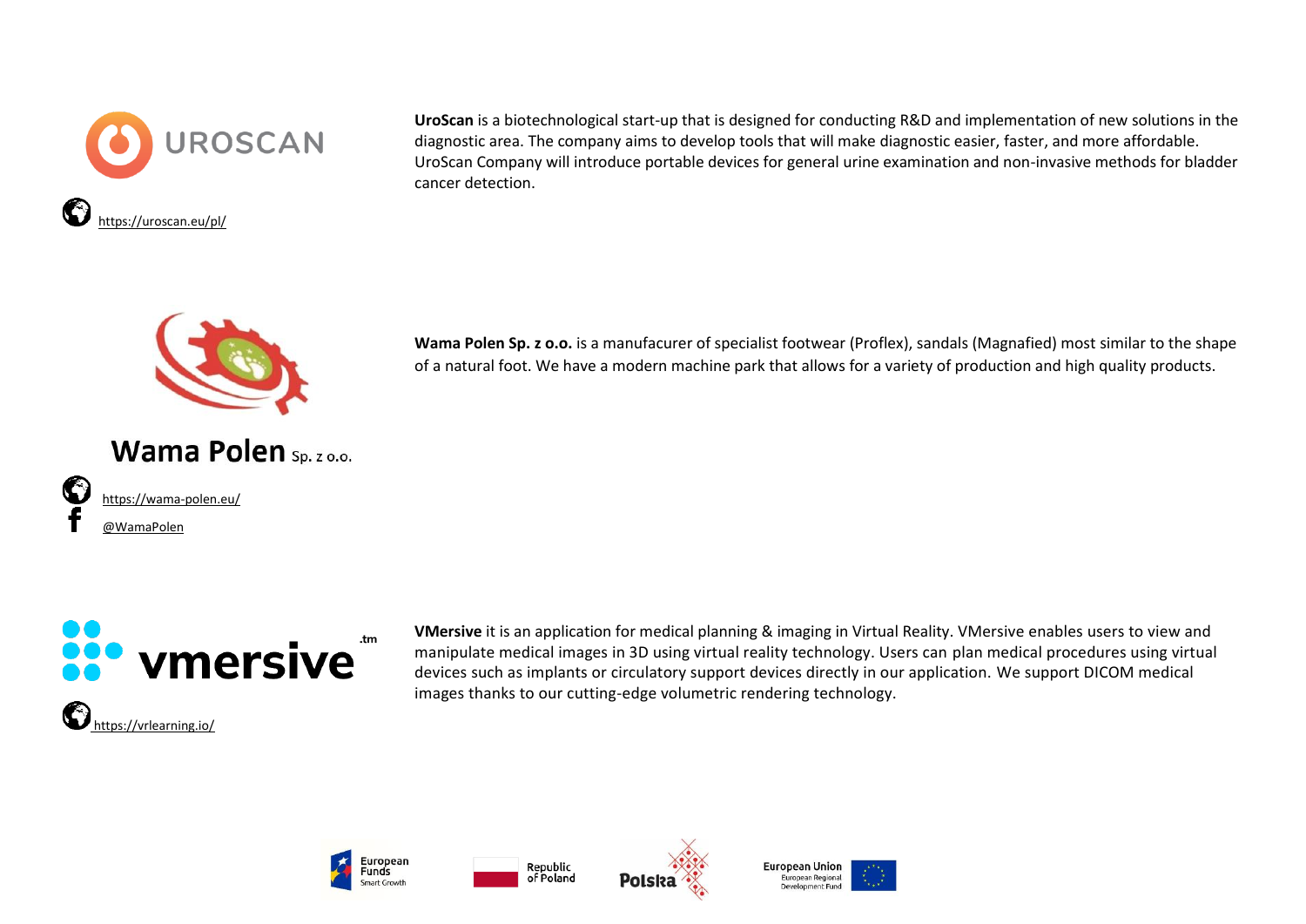UROSCAN

https://uroscan.eu/pl/

**UroScan** is a biotechnological start-up that is designed for conducting R&D and implementation of new solutions in the diagnostic area. The company aims to develop tools that will make diagnostic easier, faster, and more affordable. UroScan Company will introduce portable devices for general urine examination and non-invasive methods for bladder cancer detection.

Wama Polen Sp. z o.o.

https://wama-polen.eu/

@WamaPolen

**Wama Polen Sp. z o.o.** is a manufacurer of specialist footwear (Proflex), sandals (Magnafied) most similar to the shape of a natural foot. We have a modern machine park that allows for a variety of production and high quality products.

vmersive.tm

https://vrlearning.io/

**VMersive** it is an application for medical planning & imaging in Virtual Reality. VMersive enables users to view and manipulate medical images in 3D using virtual reality technology. Users can plan medical procedures using virtual devices such as implants or circulatory support devices directly in our application. We support DICOM medical images thanks to our cutting-edge volumetric rendering technology.

European Funds Smart Growth

Republic of Poland

Polska

European Union European Regional Development Fund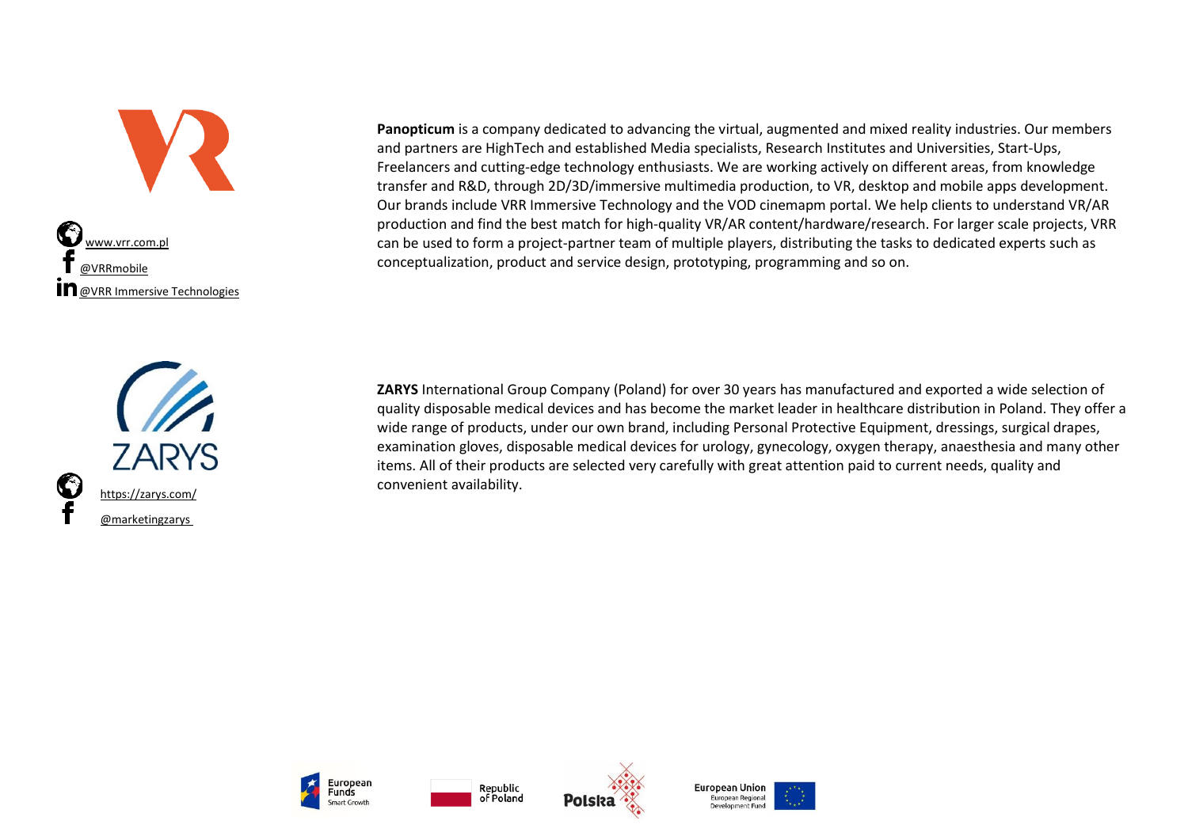www.vrr.com.pl
@VRRmobile
@VRR Immersive Technologies

**Panopticum** is a company dedicated to advancing the virtual, augmented and mixed reality industries. Our members and partners are HighTech and established Media specialists, Research Institutes and Universities, Start-Ups, Freelancers and cutting-edge technology enthusiasts. We are working actively on different areas, from knowledge transfer and R&D, through 2D/3D/immersive multimedia production, to VR, desktop and mobile apps development. Our brands include VRR Immersive Technology and the VOD cinemapm portal. We help clients to understand VR/AR production and find the best match for high-quality VR/AR content/hardware/research. For larger scale projects, VRR can be used to form a project-partner team of multiple players, distributing the tasks to dedicated experts such as conceptualization, product and service design, prototyping, programming and so on.

ZARYS

https://zarys.com/
@marketingzarys

**ZARYS** International Group Company (Poland) for over 30 years has manufactured and exported a wide selection of quality disposable medical devices and has become the market leader in healthcare distribution in Poland. They offer a wide range of products, under our own brand, including Personal Protective Equipment, dressings, surgical drapes, examination gloves, disposable medical devices for urology, gynecology, oxygen therapy, anaesthesia and many other items. All of their products are selected very carefully with great attention paid to current needs, quality and convenient availability.

European Funds Smart Growth

Republic of Poland

Polska

European Union European Regional Development Fund